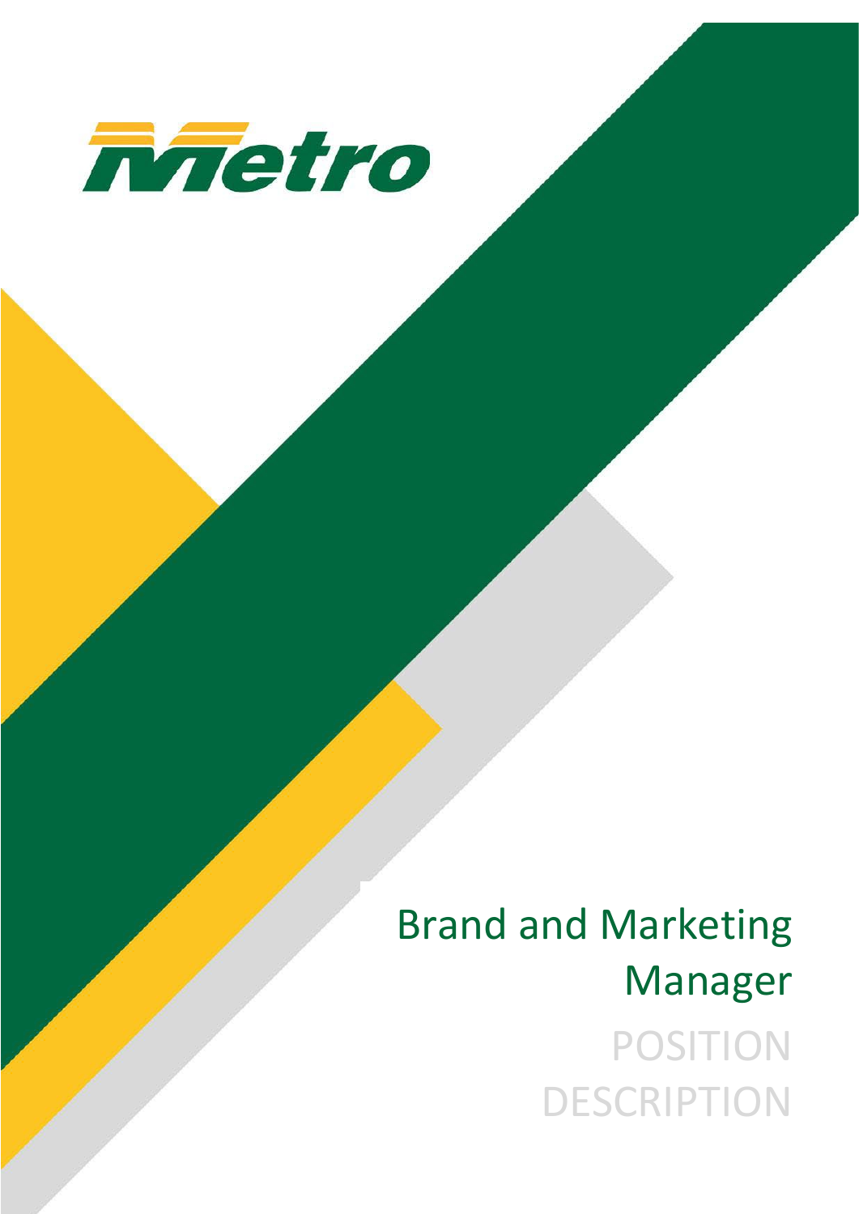Metro

# Brand and Marketing Manager

## POSITION DESCRIPTION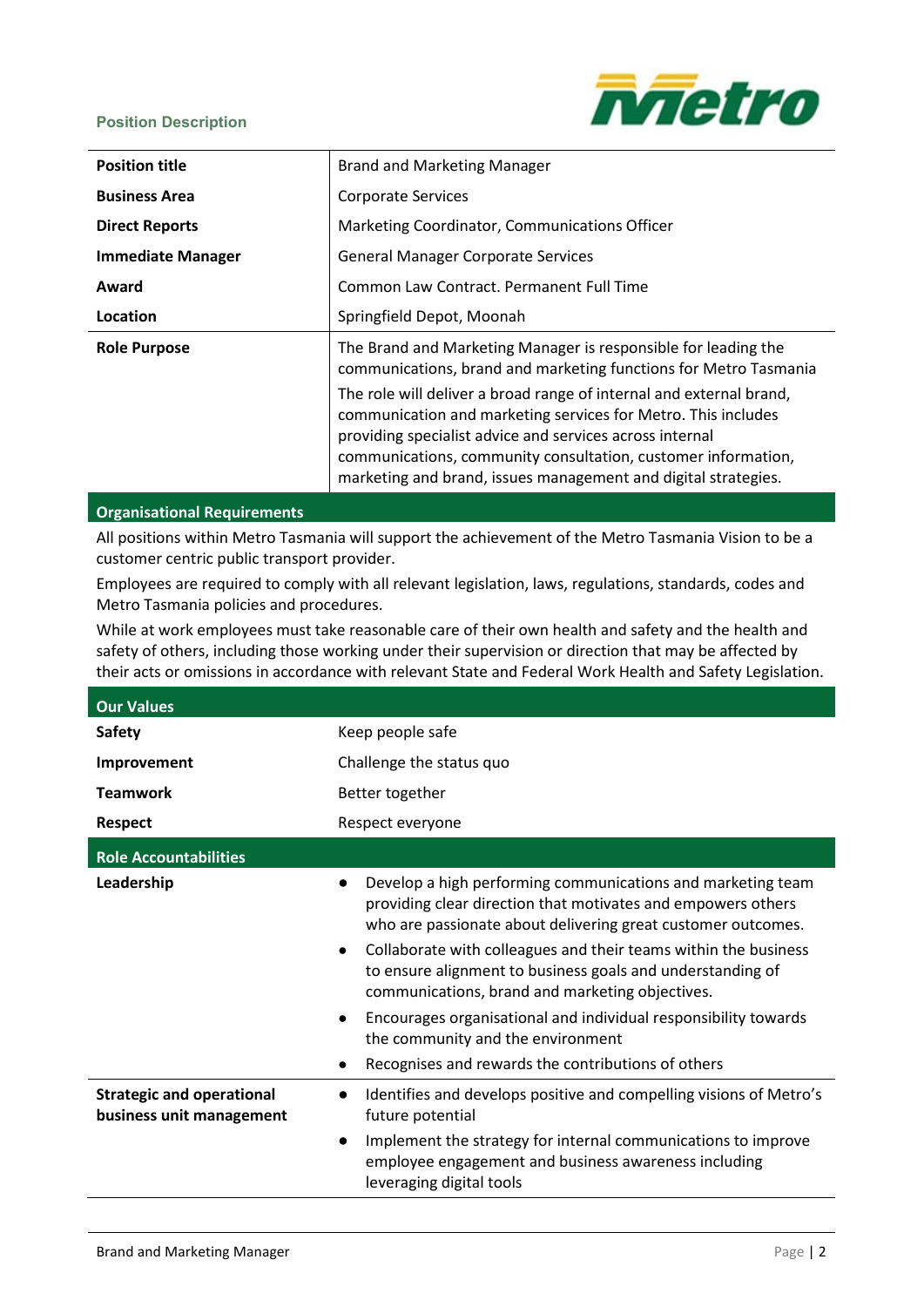**Position Description**

| **Position title** | Brand and Marketing Manager |
|---|---|
| **Business Area** | Corporate Services |
| **Direct Reports** | Marketing Coordinator, Communications Officer |
| **Immediate Manager** | General Manager Corporate Services |
| **Award** | Common Law Contract. Permanent Full Time |
| **Location** | Springfield Depot, Moonah |
| **Role Purpose** | The Brand and Marketing Manager is responsible for leading the communications, brand and marketing functions for Metro Tasmania<br>The role will deliver a broad range of internal and external brand, communication and marketing services for Metro. This includes providing specialist advice and services across internal communications, community consultation, customer information, marketing and brand, issues management and digital strategies. |

## Organisational Requirements

All positions within Metro Tasmania will support the achievement of the Metro Tasmania Vision to be a customer centric public transport provider.

Employees are required to comply with all relevant legislation, laws, regulations, standards, codes and Metro Tasmania policies and procedures.

While at work employees must take reasonable care of their own health and safety and the health and safety of others, including those working under their supervision or direction that may be affected by their acts or omissions in accordance with relevant State and Federal Work Health and Safety Legislation.

## Our Values

| | |
|---|---|
| **Safety** | Keep people safe |
| **Improvement** | Challenge the status quo |
| **Teamwork** | Better together |
| **Respect** | Respect everyone |

## Role Accountabilities

| | |
|---|---|
| **Leadership** | • Develop a high performing communications and marketing team providing clear direction that motivates and empowers others who are passionate about delivering great customer outcomes.<br>• Collaborate with colleagues and their teams within the business to ensure alignment to business goals and understanding of communications, brand and marketing objectives.<br>• Encourages organisational and individual responsibility towards the community and the environment<br>• Recognises and rewards the contributions of others |
| **Strategic and operational business unit management** | • Identifies and develops positive and compelling visions of Metro's future potential<br>• Implement the strategy for internal communications to improve employee engagement and business awareness including leveraging digital tools |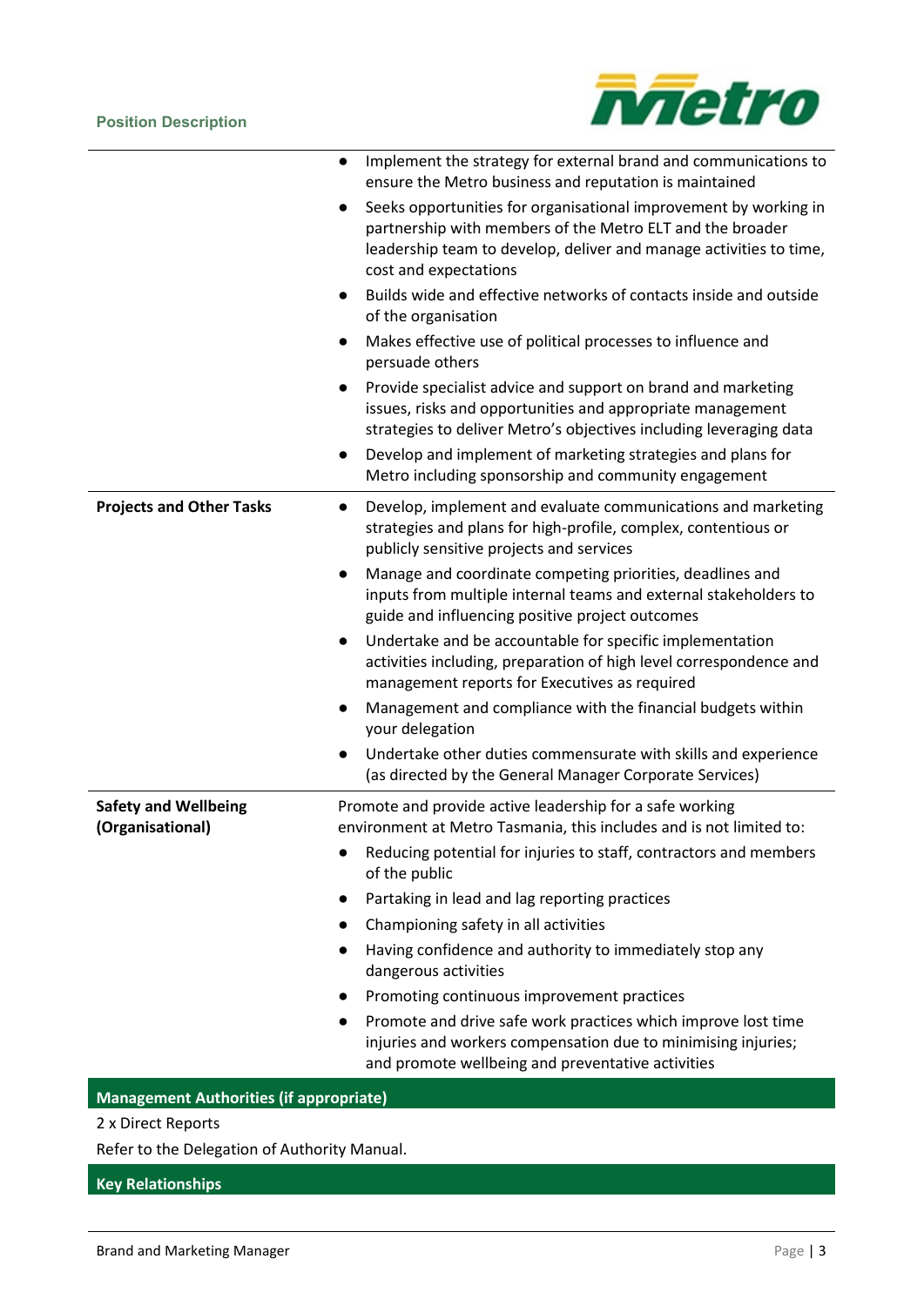| | |
|---|---|
| | • Implement the strategy for external brand and communications to ensure the Metro business and reputation is maintained<br>• Seeks opportunities for organisational improvement by working in partnership with members of the Metro ELT and the broader leadership team to develop, deliver and manage activities to time, cost and expectations<br>• Builds wide and effective networks of contacts inside and outside of the organisation<br>• Makes effective use of political processes to influence and persuade others<br>• Provide specialist advice and support on brand and marketing issues, risks and opportunities and appropriate management strategies to deliver Metro's objectives including leveraging data<br>• Develop and implement of marketing strategies and plans for Metro including sponsorship and community engagement |
| **Projects and Other Tasks** | • Develop, implement and evaluate communications and marketing strategies and plans for high-profile, complex, contentious or publicly sensitive projects and services<br>• Manage and coordinate competing priorities, deadlines and inputs from multiple internal teams and external stakeholders to guide and influencing positive project outcomes<br>• Undertake and be accountable for specific implementation activities including, preparation of high level correspondence and management reports for Executives as required<br>• Management and compliance with the financial budgets within your delegation<br>• Undertake other duties commensurate with skills and experience (as directed by the General Manager Corporate Services) |
| **Safety and Wellbeing (Organisational)** | Promote and provide active leadership for a safe working environment at Metro Tasmania, this includes and is not limited to:<br>• Reducing potential for injuries to staff, contractors and members of the public<br>• Partaking in lead and lag reporting practices<br>• Championing safety in all activities<br>• Having confidence and authority to immediately stop any dangerous activities<br>• Promoting continuous improvement practices<br>• Promote and drive safe work practices which improve lost time injuries and workers compensation due to minimising injuries; and promote wellbeing and preventative activities |

## Management Authorities (if appropriate)

2 x Direct Reports

Refer to the Delegation of Authority Manual.

## Key Relationships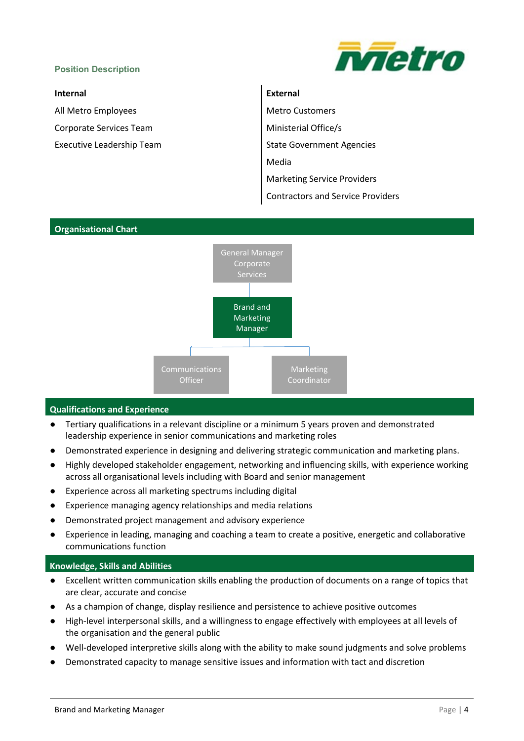**Position Description**

| Internal | External |
| --- | --- |
| All Metro Employees | Metro Customers |
| Corporate Services Team | Ministerial Office/s |
| Executive Leadership Team | State Government Agencies |
| | Media |
| | Marketing Service Providers |
| | Contractors and Service Providers |

## Organisational Chart

- General Manager Corporate Services
  - Brand and Marketing Manager
    - Communications Officer
    - Marketing Coordinator

## Qualifications and Experience

- Tertiary qualifications in a relevant discipline or a minimum 5 years proven and demonstrated leadership experience in senior communications and marketing roles
- Demonstrated experience in designing and delivering strategic communication and marketing plans.
- Highly developed stakeholder engagement, networking and influencing skills, with experience working across all organisational levels including with Board and senior management
- Experience across all marketing spectrums including digital
- Experience managing agency relationships and media relations
- Demonstrated project management and advisory experience
- Experience in leading, managing and coaching a team to create a positive, energetic and collaborative communications function

## Knowledge, Skills and Abilities

- Excellent written communication skills enabling the production of documents on a range of topics that are clear, accurate and concise
- As a champion of change, display resilience and persistence to achieve positive outcomes
- High-level interpersonal skills, and a willingness to engage effectively with employees at all levels of the organisation and the general public
- Well-developed interpretive skills along with the ability to make sound judgments and solve problems
- Demonstrated capacity to manage sensitive issues and information with tact and discretion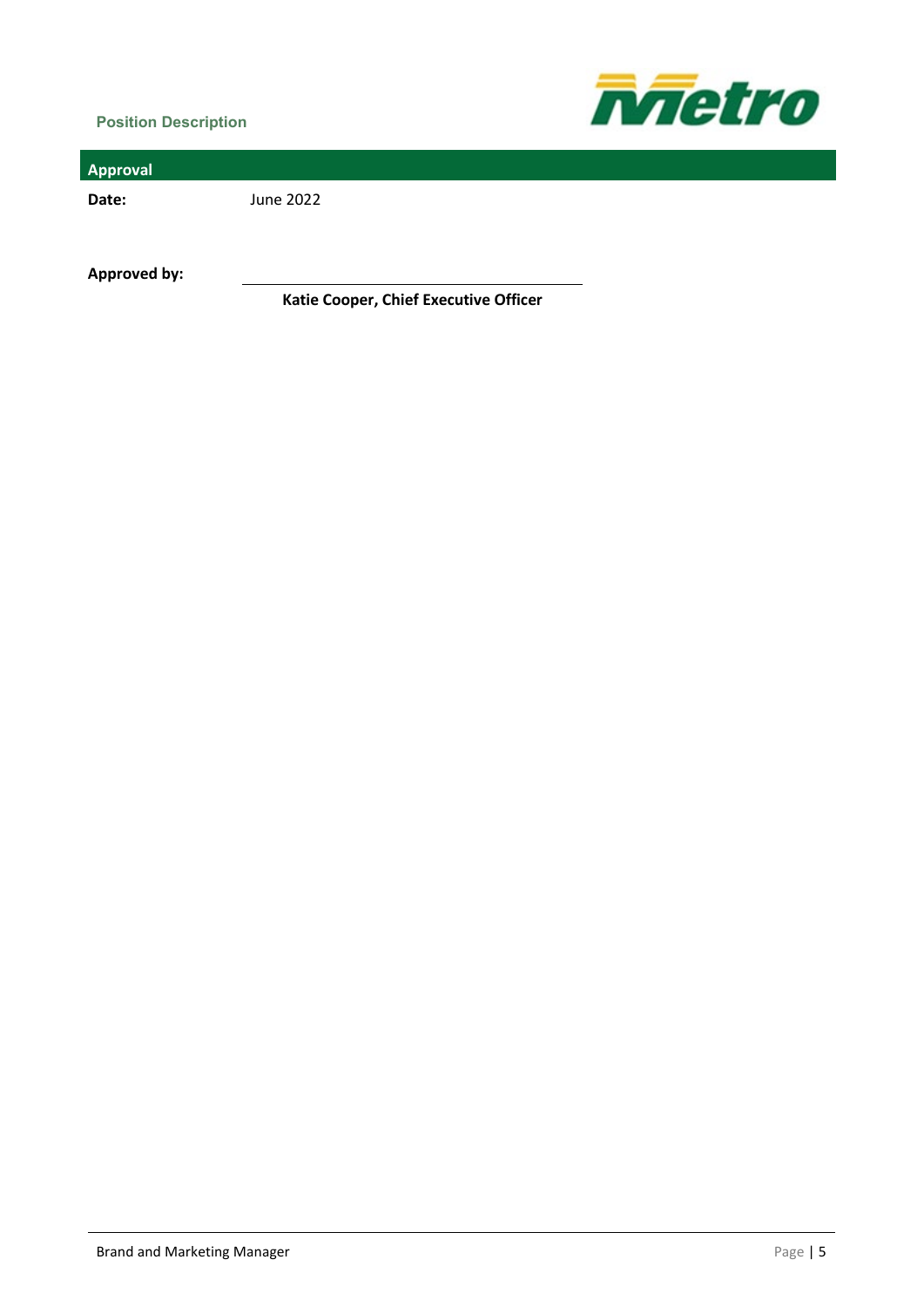## Approval

| | |
|---|---|
| **Date:** | June 2022 |
| | |
| **Approved by:** | ______________________________ |
| | **Katie Cooper, Chief Executive Officer** |